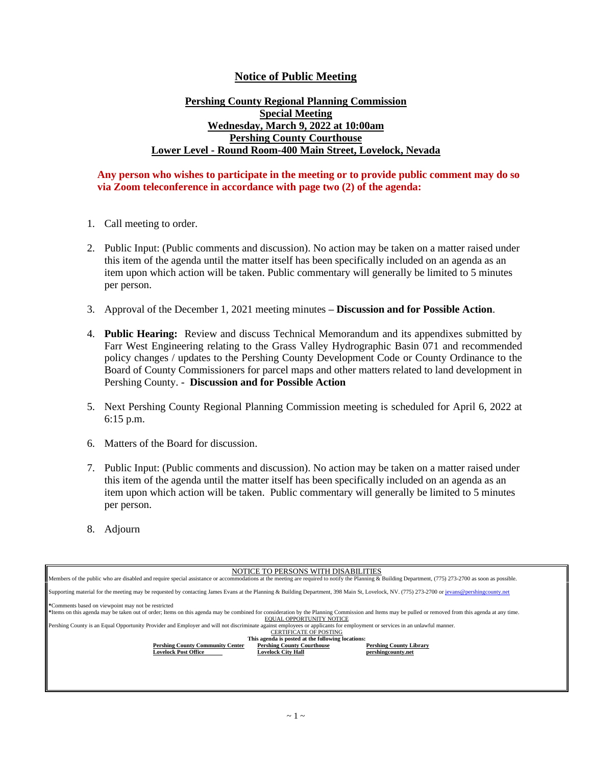# Notice of Public Meeting

**Pershing County Regional Planning Commission**
**Special Meeting**
**Wednesday, March 9, 2022 at 10:00am**
**Pershing County Courthouse**
**Lower Level - Round Room-400 Main Street, Lovelock, Nevada**

**Any person who wishes to participate in the meeting or to provide public comment may do so via Zoom teleconference in accordance with page two (2) of the agenda:**

1. Call meeting to order.

2. Public Input: (Public comments and discussion). No action may be taken on a matter raised under this item of the agenda until the matter itself has been specifically included on an agenda as an item upon which action will be taken. Public commentary will generally be limited to 5 minutes per person.

3. Approval of the December 1, 2021 meeting minutes **– Discussion and for Possible Action**.

4. **Public Hearing:** Review and discuss Technical Memorandum and its appendixes submitted by Farr West Engineering relating to the Grass Valley Hydrographic Basin 071 and recommended policy changes / updates to the Pershing County Development Code or County Ordinance to the Board of County Commissioners for parcel maps and other matters related to land development in Pershing County. - **Discussion and for Possible Action**

5. Next Pershing County Regional Planning Commission meeting is scheduled for April 6, 2022 at 6:15 p.m.

6. Matters of the Board for discussion.

7. Public Input: (Public comments and discussion). No action may be taken on a matter raised under this item of the agenda until the matter itself has been specifically included on an agenda as an item upon which action will be taken. Public commentary will generally be limited to 5 minutes per person.

8. Adjourn

NOTICE TO PERSONS WITH DISABILITIES

Members of the public who are disabled and require special assistance or accommodations at the meeting are required to notify the Planning & Building Department, (775) 273-2700 as soon as possible.

Supporting material for the meeting may be requested by contacting James Evans at the Planning & Building Department, 398 Main St, Lovelock, NV. (775) 273-2700 or jevans@pershingcounty.net

*Comments based on viewpoint may not be restricted
*Items on this agenda may be taken out of order; Items on this agenda may be combined for consideration by the Planning Commission and Items may be pulled or removed from this agenda at any time.

EQUAL OPPORTUNITY NOTICE

Pershing County is an Equal Opportunity Provider and Employer and will not discriminate against employees or applicants for employment or services in an unlawful manner.

CERTIFICATE OF POSTING

**This agenda is posted at the following locations:**

| | | |
|---|---|---|
| **Pershing County Community Center** | **Pershing County Courthouse** | **Pershing County Library** |
| **Lovelock Post Office** | **Lovelock City Hall** | **pershingcounty.net** |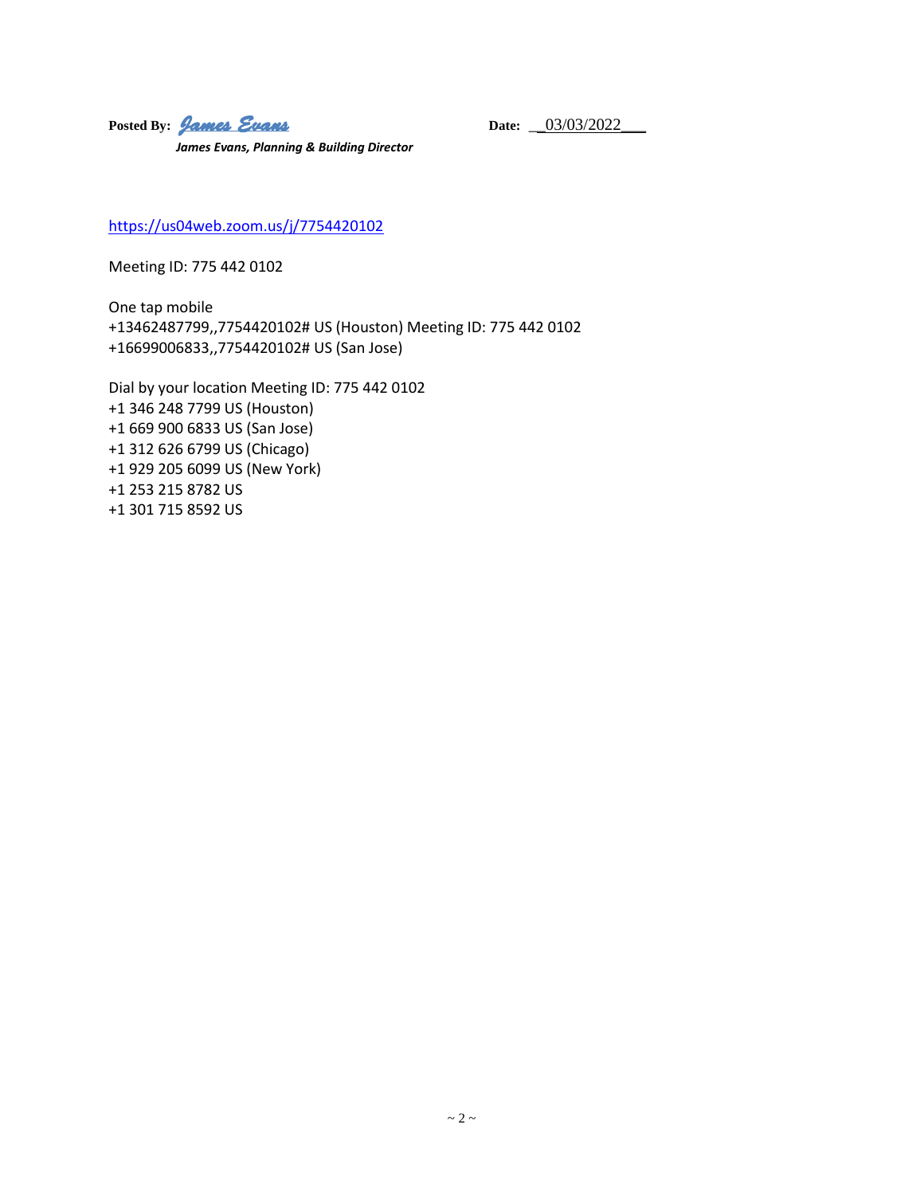**Posted By:** *James Evans* **Date:** __03/03/2022___

***James Evans, Planning & Building Director***

https://us04web.zoom.us/j/7754420102

Meeting ID: 775 442 0102

One tap mobile
+13462487799,,7754420102# US (Houston) Meeting ID: 775 442 0102
+16699006833,,7754420102# US (San Jose)

Dial by your location Meeting ID: 775 442 0102
+1 346 248 7799 US (Houston)
+1 669 900 6833 US (San Jose)
+1 312 626 6799 US (Chicago)
+1 929 205 6099 US (New York)
+1 253 215 8782 US
+1 301 715 8592 US